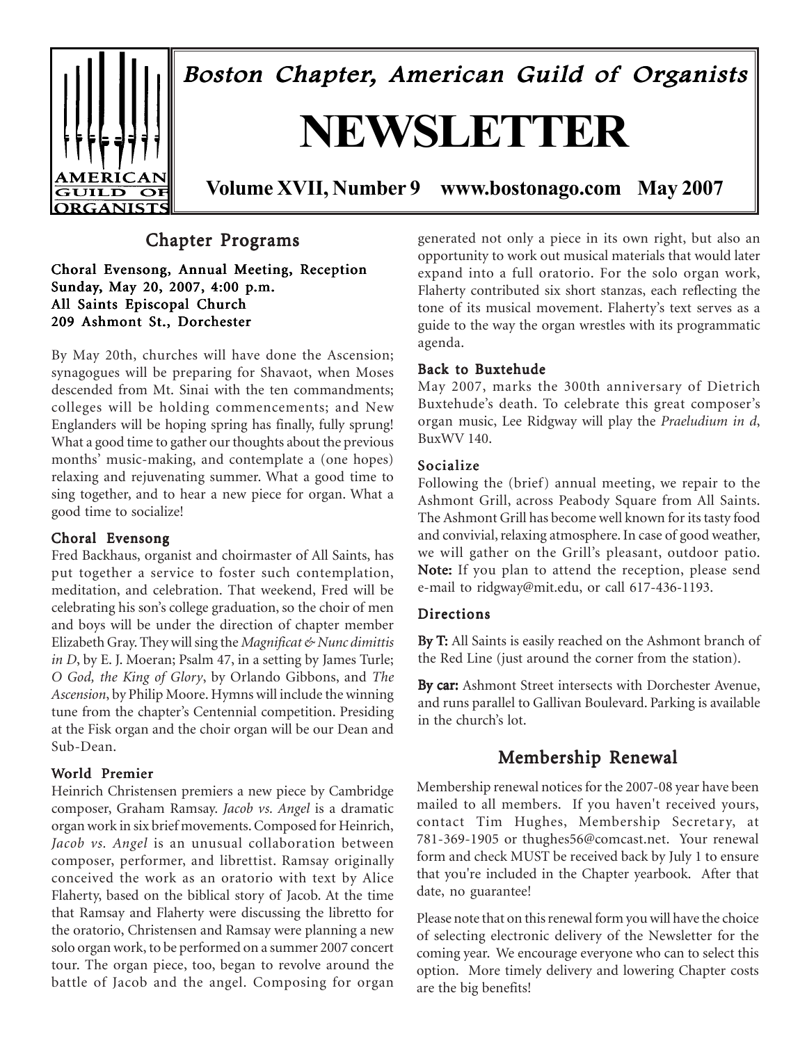Boston Chapter, American Guild of Organists

# NEWSLETTER

**Volume XVII, Number 9 www.bostonago.com May 2007**

## Chapter Programs

**Choral Evensong, Annual Meeting, Reception**
**Sunday, May 20, 2007, 4:00 p.m.**
**All Saints Episcopal Church**
**209 Ashmont St., Dorchester**

By May 20th, churches will have done the Ascension; synagogues will be preparing for Shavaot, when Moses descended from Mt. Sinai with the ten commandments; colleges will be holding commencements; and New Englanders will be hoping spring has finally, fully sprung! What a good time to gather our thoughts about the previous months' music-making, and contemplate a (one hopes) relaxing and rejuvenating summer. What a good time to sing together, and to hear a new piece for organ. What a good time to socialize!

### Choral Evensong

Fred Backhaus, organist and choirmaster of All Saints, has put together a service to foster such contemplation, meditation, and celebration. That weekend, Fred will be celebrating his son's college graduation, so the choir of men and boys will be under the direction of chapter member Elizabeth Gray. They will sing the *Magnificat & Nunc dimittis in D*, by E. J. Moeran; Psalm 47, in a setting by James Turle; *O God, the King of Glory*, by Orlando Gibbons, and *The Ascension*, by Philip Moore. Hymns will include the winning tune from the chapter's Centennial competition. Presiding at the Fisk organ and the choir organ will be our Dean and Sub-Dean.

### World Premier

Heinrich Christensen premiers a new piece by Cambridge composer, Graham Ramsay. *Jacob vs. Angel* is a dramatic organ work in six brief movements. Composed for Heinrich, *Jacob vs. Angel* is an unusual collaboration between composer, performer, and librettist. Ramsay originally conceived the work as an oratorio with text by Alice Flaherty, based on the biblical story of Jacob. At the time that Ramsay and Flaherty were discussing the libretto for the oratorio, Christensen and Ramsay were planning a new solo organ work, to be performed on a summer 2007 concert tour. The organ piece, too, began to revolve around the battle of Jacob and the angel. Composing for organ generated not only a piece in its own right, but also an opportunity to work out musical materials that would later expand into a full oratorio. For the solo organ work, Flaherty contributed six short stanzas, each reflecting the tone of its musical movement. Flaherty's text serves as a guide to the way the organ wrestles with its programmatic agenda.

### Back to Buxtehude

May 2007, marks the 300th anniversary of Dietrich Buxtehude's death. To celebrate this great composer's organ music, Lee Ridgway will play the *Praeludium in d*, BuxWV 140.

### Socialize

Following the (brief) annual meeting, we repair to the Ashmont Grill, across Peabody Square from All Saints. The Ashmont Grill has become well known for its tasty food and convivial, relaxing atmosphere. In case of good weather, we will gather on the Grill's pleasant, outdoor patio. **Note:** If you plan to attend the reception, please send e-mail to ridgway@mit.edu, or call 617-436-1193.

### Directions

**By T:** All Saints is easily reached on the Ashmont branch of the Red Line (just around the corner from the station).

**By car:** Ashmont Street intersects with Dorchester Avenue, and runs parallel to Gallivan Boulevard. Parking is available in the church's lot.

## Membership Renewal

Membership renewal notices for the 2007-08 year have been mailed to all members. If you haven't received yours, contact Tim Hughes, Membership Secretary, at 781-369-1905 or thughes56@comcast.net. Your renewal form and check MUST be received back by July 1 to ensure that you're included in the Chapter yearbook. After that date, no guarantee!

Please note that on this renewal form you will have the choice of selecting electronic delivery of the Newsletter for the coming year. We encourage everyone who can to select this option. More timely delivery and lowering Chapter costs are the big benefits!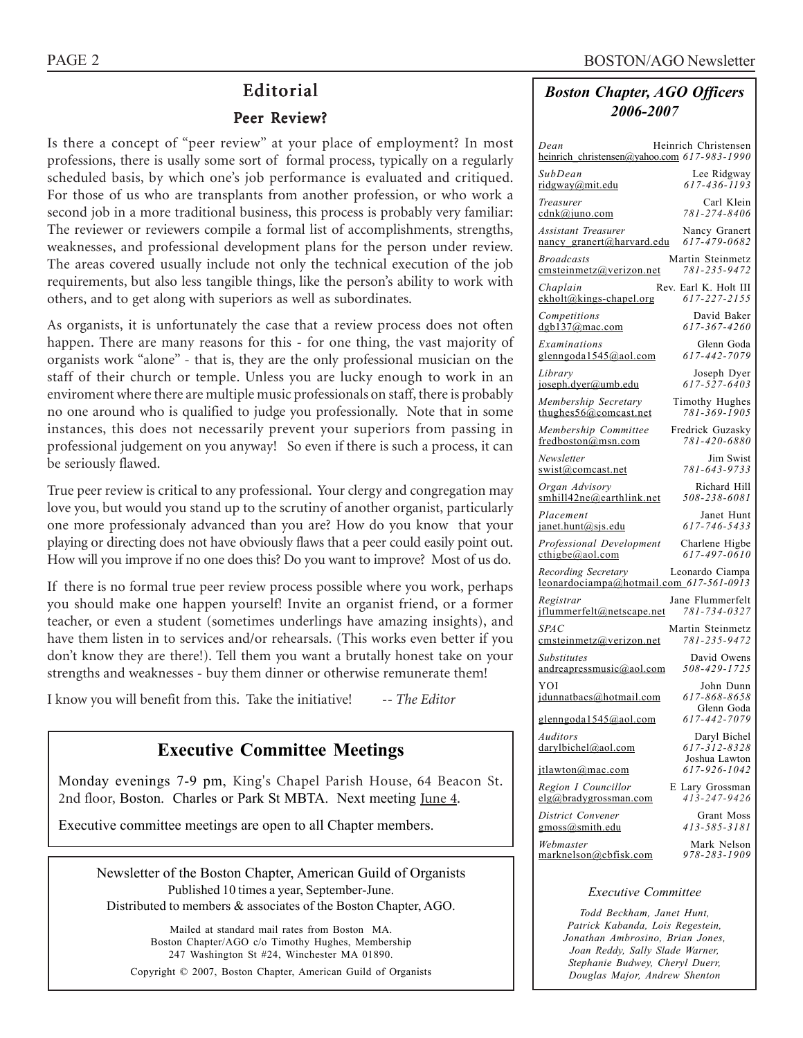## Editorial

### Peer Review?

Is there a concept of "peer review" at your place of employment? In most professions, there is usally some sort of formal process, typically on a regularly scheduled basis, by which one's job performance is evaluated and critiqued. For those of us who are transplants from another profession, or who work a second job in a more traditional business, this process is probably very familiar: The reviewer or reviewers compile a formal list of accomplishments, strengths, weaknesses, and professional development plans for the person under review. The areas covered usually include not only the technical execution of the job requirements, but also less tangible things, like the person's ability to work with others, and to get along with superiors as well as subordinates.

As organists, it is unfortunately the case that a review process does not often happen. There are many reasons for this - for one thing, the vast majority of organists work "alone" - that is, they are the only professional musician on the staff of their church or temple. Unless you are lucky enough to work in an enviroment where there are multiple music professionals on staff, there is probably no one around who is qualified to judge you professionally. Note that in some instances, this does not necessarily prevent your superiors from passing in professional judgement on you anyway! So even if there is such a process, it can be seriously flawed.

True peer review is critical to any professional. Your clergy and congregation may love you, but would you stand up to the scrutiny of another organist, particularly one more professionaly advanced than you are? How do you know that your playing or directing does not have obviously flaws that a peer could easily point out. How will you improve if no one does this? Do you want to improve? Most of us do.

If there is no formal true peer review process possible where you work, perhaps you should make one happen yourself! Invite an organist friend, or a former teacher, or even a student (sometimes underlings have amazing insights), and have them listen in to services and/or rehearsals. (This works even better if you don't know they are there!). Tell them you want a brutally honest take on your strengths and weaknesses - buy them dinner or otherwise remunerate them!

I know you will benefit from this. Take the initiative! -- *The Editor*

## Executive Committee Meetings

Monday evenings 7-9 pm, King's Chapel Parish House, 64 Beacon St. 2nd floor, Boston. Charles or Park St MBTA. Next meeting June 4.

Executive committee meetings are open to all Chapter members.

Newsletter of the Boston Chapter, American Guild of Organists
Published 10 times a year, September-June.
Distributed to members & associates of the Boston Chapter, AGO.

Mailed at standard mail rates from Boston MA.
Boston Chapter/AGO c/o Timothy Hughes, Membership
247 Washington St #24, Winchester MA 01890.

Copyright © 2007, Boston Chapter, American Guild of Organists

## *Boston Chapter, AGO Officers 2006-2007*

| Position | Name | Email | Phone |
|---|---|---|---|
| *Dean* | Heinrich Christensen | heinrich_christensen@yahoo.com | *617-983-1990* |
| *SubDean* | Lee Ridgway | ridgway@mit.edu | *617-436-1193* |
| *Treasurer* | Carl Klein | cdnk@juno.com | *781-274-8406* |
| *Assistant Treasurer* | Nancy Granert | nancy_granert@harvard.edu | *617-479-0682* |
| *Broadcasts* | Martin Steinmetz | cmsteinmetz@verizon.net | *781-235-9472* |
| *Chaplain* | Rev. Earl K. Holt III | ekholt@kings-chapel.org | *617-227-2155* |
| *Competitions* | David Baker | dgb137@mac.com | *617-367-4260* |
| *Examinations* | Glenn Goda | glenngoda1545@aol.com | *617-442-7079* |
| *Library* | Joseph Dyer | joseph.dyer@umb.edu | *617-527-6403* |
| *Membership Secretary* | Timothy Hughes | thughes56@comcast.net | *781-369-1905* |
| *Membership Committee* | Fredrick Guzasky | fredboston@msn.com | *781-420-6880* |
| *Newsletter* | Jim Swist | swist@comcast.net | *781-643-9733* |
| *Organ Advisory* | Richard Hill | smhill42ne@earthlink.net | *508-238-6081* |
| *Placement* | Janet Hunt | janet.hunt@sjs.edu | *617-746-5433* |
| *Professional Development* | Charlene Higbe | cthigbe@aol.com | *617-497-0610* |
| *Recording Secretary* | Leonardo Ciampa | leonardociampa@hotmail.com | *617-561-0913* |
| *Registrar* | Jane Flummerfelt | jflummerfelt@netscape.net | *781-734-0327* |
| *SPAC* | Martin Steinmetz | cmsteinmetz@verizon.net | *781-235-9472* |
| *Substitutes* | David Owens | andreapressmusic@aol.com | *508-429-1725* |
| YOI | John Dunn | jdunnatbacs@hotmail.com | *617-868-8658* |
| | Glenn Goda | glenngoda1545@aol.com | *617-442-7079* |
| *Auditors* | Daryl Bichel | darylbichel@aol.com | *617-312-8328* |
| | Joshua Lawton | jtlawton@mac.com | *617-926-1042* |
| *Region I Councillor* | E Lary Grossman | elg@bradygrossman.com | *413-247-9426* |
| *District Convener* | Grant Moss | gmoss@smith.edu | *413-585-3181* |
| *Webmaster* | Mark Nelson | marknelson@cbfisk.com | *978-283-1909* |

*Executive Committee*

*Todd Beckham, Janet Hunt, Patrick Kabanda, Lois Regestein, Jonathan Ambrosino, Brian Jones, Joan Reddy, Sally Slade Warner, Stephanie Budwey, Cheryl Duerr, Douglas Major, Andrew Shenton*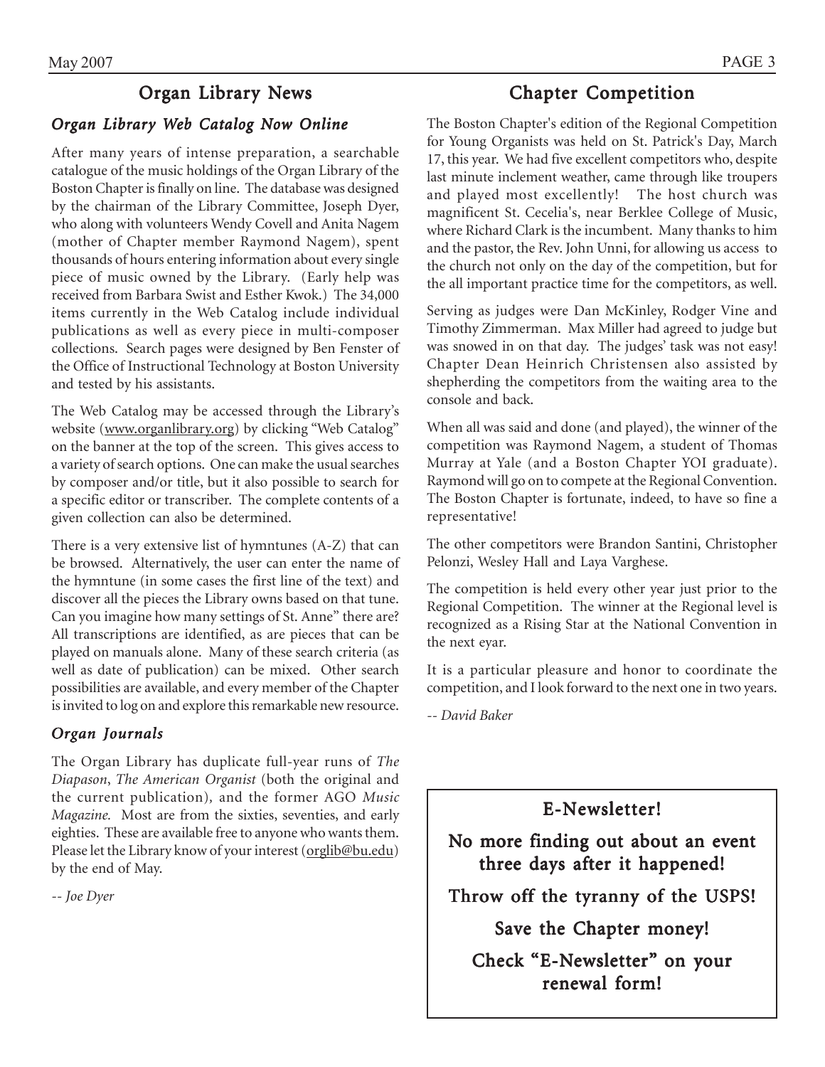## Organ Library News

### *Organ Library Web Catalog Now Online*

After many years of intense preparation, a searchable catalogue of the music holdings of the Organ Library of the Boston Chapter is finally on line. The database was designed by the chairman of the Library Committee, Joseph Dyer, who along with volunteers Wendy Covell and Anita Nagem (mother of Chapter member Raymond Nagem), spent thousands of hours entering information about every single piece of music owned by the Library. (Early help was received from Barbara Swist and Esther Kwok.) The 34,000 items currently in the Web Catalog include individual publications as well as every piece in multi-composer collections. Search pages were designed by Ben Fenster of the Office of Instructional Technology at Boston University and tested by his assistants.

The Web Catalog may be accessed through the Library's website (www.organlibrary.org) by clicking "Web Catalog" on the banner at the top of the screen. This gives access to a variety of search options. One can make the usual searches by composer and/or title, but it also possible to search for a specific editor or transcriber. The complete contents of a given collection can also be determined.

There is a very extensive list of hymntunes (A-Z) that can be browsed. Alternatively, the user can enter the name of the hymntune (in some cases the first line of the text) and discover all the pieces the Library owns based on that tune. Can you imagine how many settings of St. Anne" there are? All transcriptions are identified, as are pieces that can be played on manuals alone. Many of these search criteria (as well as date of publication) can be mixed. Other search possibilities are available, and every member of the Chapter is invited to log on and explore this remarkable new resource.

### *Organ Journals*

The Organ Library has duplicate full-year runs of *The Diapason*, *The American Organist* (both the original and the current publication), and the former AGO *Music Magazine.* Most are from the sixties, seventies, and early eighties. These are available free to anyone who wants them. Please let the Library know of your interest (orglib@bu.edu) by the end of May.

*-- Joe Dyer*

## Chapter Competition

The Boston Chapter's edition of the Regional Competition for Young Organists was held on St. Patrick's Day, March 17, this year. We had five excellent competitors who, despite last minute inclement weather, came through like troupers and played most excellently! The host church was magnificent St. Cecelia's, near Berklee College of Music, where Richard Clark is the incumbent. Many thanks to him and the pastor, the Rev. John Unni, for allowing us access to the church not only on the day of the competition, but for the all important practice time for the competitors, as well.

Serving as judges were Dan McKinley, Rodger Vine and Timothy Zimmerman. Max Miller had agreed to judge but was snowed in on that day. The judges' task was not easy! Chapter Dean Heinrich Christensen also assisted by shepherding the competitors from the waiting area to the console and back.

When all was said and done (and played), the winner of the competition was Raymond Nagem, a student of Thomas Murray at Yale (and a Boston Chapter YOI graduate). Raymond will go on to compete at the Regional Convention. The Boston Chapter is fortunate, indeed, to have so fine a representative!

The other competitors were Brandon Santini, Christopher Pelonzi, Wesley Hall and Laya Varghese.

The competition is held every other year just prior to the Regional Competition. The winner at the Regional level is recognized as a Rising Star at the National Convention in the next eyar.

It is a particular pleasure and honor to coordinate the competition, and I look forward to the next one in two years.

*-- David Baker*

**E-Newsletter!**

**No more finding out about an event three days after it happened!**

**Throw off the tyranny of the USPS!**

**Save the Chapter money!**

**Check "E-Newsletter" on your renewal form!**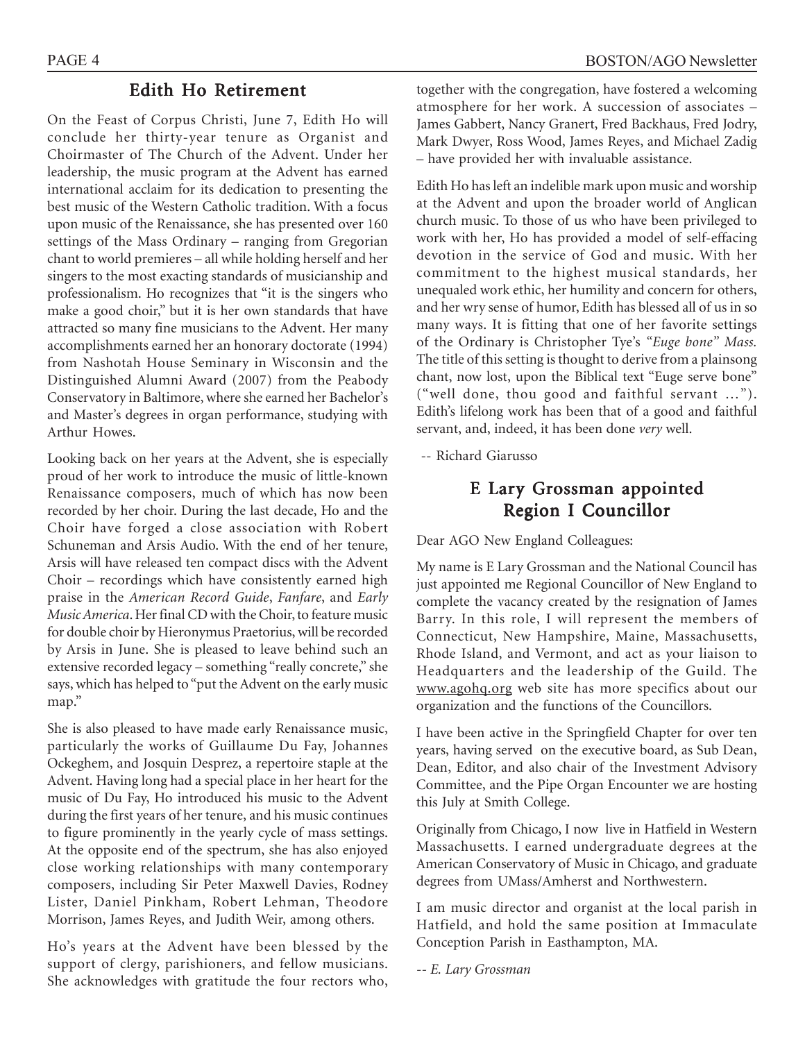## Edith Ho Retirement

On the Feast of Corpus Christi, June 7, Edith Ho will conclude her thirty-year tenure as Organist and Choirmaster of The Church of the Advent. Under her leadership, the music program at the Advent has earned international acclaim for its dedication to presenting the best music of the Western Catholic tradition. With a focus upon music of the Renaissance, she has presented over 160 settings of the Mass Ordinary – ranging from Gregorian chant to world premieres – all while holding herself and her singers to the most exacting standards of musicianship and professionalism. Ho recognizes that "it is the singers who make a good choir," but it is her own standards that have attracted so many fine musicians to the Advent. Her many accomplishments earned her an honorary doctorate (1994) from Nashotah House Seminary in Wisconsin and the Distinguished Alumni Award (2007) from the Peabody Conservatory in Baltimore, where she earned her Bachelor's and Master's degrees in organ performance, studying with Arthur Howes.

Looking back on her years at the Advent, she is especially proud of her work to introduce the music of little-known Renaissance composers, much of which has now been recorded by her choir. During the last decade, Ho and the Choir have forged a close association with Robert Schuneman and Arsis Audio. With the end of her tenure, Arsis will have released ten compact discs with the Advent Choir – recordings which have consistently earned high praise in the *American Record Guide*, *Fanfare*, and *Early Music America*. Her final CD with the Choir, to feature music for double choir by Hieronymus Praetorius, will be recorded by Arsis in June. She is pleased to leave behind such an extensive recorded legacy – something "really concrete," she says, which has helped to "put the Advent on the early music map."

She is also pleased to have made early Renaissance music, particularly the works of Guillaume Du Fay, Johannes Ockeghem, and Josquin Desprez, a repertoire staple at the Advent. Having long had a special place in her heart for the music of Du Fay, Ho introduced his music to the Advent during the first years of her tenure, and his music continues to figure prominently in the yearly cycle of mass settings. At the opposite end of the spectrum, she has also enjoyed close working relationships with many contemporary composers, including Sir Peter Maxwell Davies, Rodney Lister, Daniel Pinkham, Robert Lehman, Theodore Morrison, James Reyes, and Judith Weir, among others.

Ho's years at the Advent have been blessed by the support of clergy, parishioners, and fellow musicians. She acknowledges with gratitude the four rectors who, together with the congregation, have fostered a welcoming atmosphere for her work. A succession of associates – James Gabbert, Nancy Granert, Fred Backhaus, Fred Jodry, Mark Dwyer, Ross Wood, James Reyes, and Michael Zadig – have provided her with invaluable assistance.

Edith Ho has left an indelible mark upon music and worship at the Advent and upon the broader world of Anglican church music. To those of us who have been privileged to work with her, Ho has provided a model of self-effacing devotion in the service of God and music. With her commitment to the highest musical standards, her unequaled work ethic, her humility and concern for others, and her wry sense of humor, Edith has blessed all of us in so many ways. It is fitting that one of her favorite settings of the Ordinary is Christopher Tye's *"Euge bone" Mass.* The title of this setting is thought to derive from a plainsong chant, now lost, upon the Biblical text "Euge serve bone" ("well done, thou good and faithful servant ..."). Edith's lifelong work has been that of a good and faithful servant, and, indeed, it has been done *very* well.

-- Richard Giarusso

## E Lary Grossman appointed Region I Councillor

Dear AGO New England Colleagues:

My name is E Lary Grossman and the National Council has just appointed me Regional Councillor of New England to complete the vacancy created by the resignation of James Barry. In this role, I will represent the members of Connecticut, New Hampshire, Maine, Massachusetts, Rhode Island, and Vermont, and act as your liaison to Headquarters and the leadership of the Guild. The www.agohq.org web site has more specifics about our organization and the functions of the Councillors.

I have been active in the Springfield Chapter for over ten years, having served on the executive board, as Sub Dean, Dean, Editor, and also chair of the Investment Advisory Committee, and the Pipe Organ Encounter we are hosting this July at Smith College.

Originally from Chicago, I now live in Hatfield in Western Massachusetts. I earned undergraduate degrees at the American Conservatory of Music in Chicago, and graduate degrees from UMass/Amherst and Northwestern.

I am music director and organist at the local parish in Hatfield, and hold the same position at Immaculate Conception Parish in Easthampton, MA.

*-- E. Lary Grossman*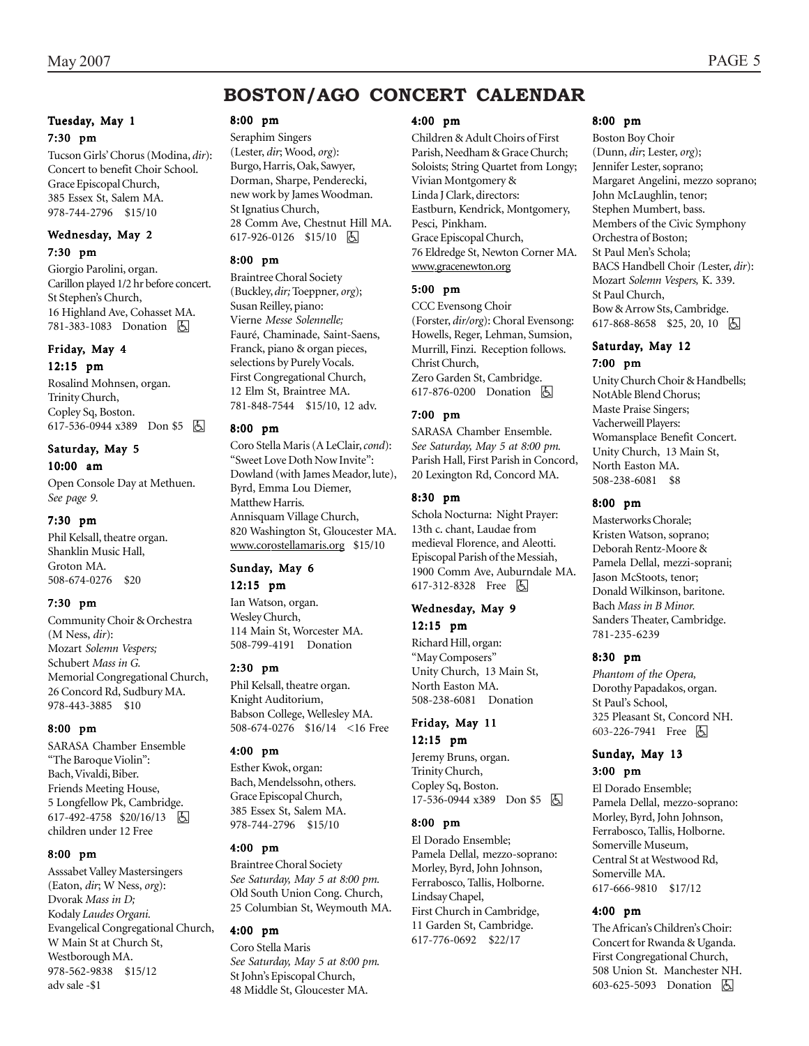# BOSTON/AGO CONCERT CALENDAR

### Tuesday, May 1

**7:30 pm**

Tucson Girls' Chorus (Modina, *dir*): Concert to benefit Choir School. Grace Episcopal Church, 385 Essex St, Salem MA. 978-744-2796 $15/10

### Wednesday, May 2

**7:30 pm**

Giorgio Parolini, organ. Carillon played 1/2 hr before concert. St Stephen's Church, 16 Highland Ave, Cohasset MA. 781-383-1083 Donation ♿

### Friday, May 4

**12:15 pm**

Rosalind Mohnsen, organ. Trinity Church, Copley Sq, Boston. 617-536-0944 x389 Don $5 ♿

### Saturday, May 5

**10:00 am**

Open Console Day at Methuen. *See page 9.*

**7:30 pm**

Phil Kelsall, theatre organ. Shanklin Music Hall, Groton MA. 508-674-0276 $20

**7:30 pm**

Community Choir & Orchestra (M Ness, *dir*): Mozart *Solemn Vespers;* Schubert *Mass in G.* Memorial Congregational Church, 26 Concord Rd, Sudbury MA. 978-443-3885 $10

**8:00 pm**

SARASA Chamber Ensemble "The Baroque Violin": Bach, Vivaldi, Biber. Friends Meeting House, 5 Longfellow Pk, Cambridge. 617-492-4758 $20/16/13 ♿ children under 12 Free

**8:00 pm**

Asssabet Valley Mastersingers (Eaton, *dir*; W Ness, *org*): Dvorak *Mass in D;* Kodaly *Laudes Organi.* Evangelical Congregational Church, W Main St at Church St, Westborough MA. 978-562-9838 $15/12 adv sale -$1

**8:00 pm**

Seraphim Singers (Lester, *dir*; Wood, *org*): Burgo, Harris, Oak, Sawyer, Dorman, Sharpe, Penderecki, new work by James Woodman. St Ignatius Church, 28 Comm Ave, Chestnut Hill MA. 617-926-0126 $15/10 ♿

**8:00 pm**

Braintree Choral Society (Buckley, *dir;* Toeppner, *org*); Susan Reilley, piano: Vierne *Messe Solennelle;* Fauré, Chaminade, Saint-Saens, Franck, piano & organ pieces, selections by Purely Vocals. First Congregational Church, 12 Elm St, Braintree MA. 781-848-7544 $15/10, 12 adv.

**8:00 pm**

Coro Stella Maris (A LeClair, *cond*): "Sweet Love Doth Now Invite": Dowland (with James Meador, lute), Byrd, Emma Lou Diemer, Matthew Harris. Annisquam Village Church, 820 Washington St, Gloucester MA. www.corostellamaris.org $15/10

### Sunday, May 6

**12:15 pm**

Ian Watson, organ. Wesley Church, 114 Main St, Worcester MA. 508-799-4191 Donation

**2:30 pm**

Phil Kelsall, theatre organ. Knight Auditorium, Babson College, Wellesley MA. 508-674-0276 $16/14 <16 Free

**4:00 pm**

Esther Kwok, organ: Bach, Mendelssohn, others. Grace Episcopal Church, 385 Essex St, Salem MA. 978-744-2796 $15/10

**4:00 pm**

Braintree Choral Society *See Saturday, May 5 at 8:00 pm.* Old South Union Cong. Church, 25 Columbian St, Weymouth MA.

**4:00 pm**

Coro Stella Maris *See Saturday, May 5 at 8:00 pm.* St John's Episcopal Church, 48 Middle St, Gloucester MA.

**4:00 pm**

Children & Adult Choirs of First Parish, Needham & Grace Church; Soloists; String Quartet from Longy; Vivian Montgomery & Linda J Clark, directors: Eastburn, Kendrick, Montgomery, Pesci, Pinkham. Grace Episcopal Church, 76 Eldredge St, Newton Corner MA. www.gracenewton.org

**5:00 pm**

CCC Evensong Choir (Forster, *dir/org*): Choral Evensong: Howells, Reger, Lehman, Sumsion, Murrill, Finzi. Reception follows. Christ Church, Zero Garden St, Cambridge. 617-876-0200 Donation ♿

**7:00 pm**

SARASA Chamber Ensemble. *See Saturday, May 5 at 8:00 pm.* Parish Hall, First Parish in Concord, 20 Lexington Rd, Concord MA.

**8:30 pm**

Schola Nocturna: Night Prayer: 13th c. chant, Laudae from medieval Florence, and Aleotti. Episcopal Parish of the Messiah, 1900 Comm Ave, Auburndale MA. 617-312-8328 Free ♿

### Wednesday, May 9

**12:15 pm**

Richard Hill, organ: "May Composers" Unity Church, 13 Main St, North Easton MA. 508-238-6081 Donation

### Friday, May 11

**12:15 pm**

Jeremy Bruns, organ. Trinity Church, Copley Sq, Boston. 17-536-0944 x389 Don $5 ♿

**8:00 pm**

El Dorado Ensemble; Pamela Dellal, mezzo-soprano: Morley, Byrd, John Johnson, Ferrabosco, Tallis, Holborne. Lindsay Chapel, First Church in Cambridge, 11 Garden St, Cambridge. 617-776-0692 $22/17

**8:00 pm**

Boston Boy Choir (Dunn, *dir*; Lester, *org*); Jennifer Lester, soprano; Margaret Angelini, mezzo soprano; John McLaughlin, tenor; Stephen Mumbert, bass. Members of the Civic Symphony Orchestra of Boston; St Paul Men's Schola; BACS Handbell Choir *(*Lester, *dir*): Mozart *Solemn Vespers,* K. 339. St Paul Church, Bow & Arrow Sts, Cambridge. 617-868-8658 $25, 20, 10 ♿

### Saturday, May 12

**7:00 pm**

Unity Church Choir & Handbells; NotAble Blend Chorus; Maste Praise Singers; Vacherweill Players: Womansplace Benefit Concert. Unity Church, 13 Main St, North Easton MA. 508-238-6081 $8

**8:00 pm**

Masterworks Chorale; Kristen Watson, soprano; Deborah Rentz-Moore & Pamela Dellal, mezzi-soprani; Jason McStoots, tenor; Donald Wilkinson, baritone. Bach *Mass in B Minor.* Sanders Theater, Cambridge. 781-235-6239

**8:30 pm**

*Phantom of the Opera,* Dorothy Papadakos, organ. St Paul's School, 325 Pleasant St, Concord NH. 603-226-7941 Free ♿

### Sunday, May 13

**3:00 pm**

El Dorado Ensemble; Pamela Dellal, mezzo-soprano: Morley, Byrd, John Johnson, Ferrabosco, Tallis, Holborne. Somerville Museum, Central St at Westwood Rd, Somerville MA. 617-666-9810 $17/12

**4:00 pm**

The African's Children's Choir: Concert for Rwanda & Uganda. First Congregational Church, 508 Union St. Manchester NH. 603-625-5093 Donation ♿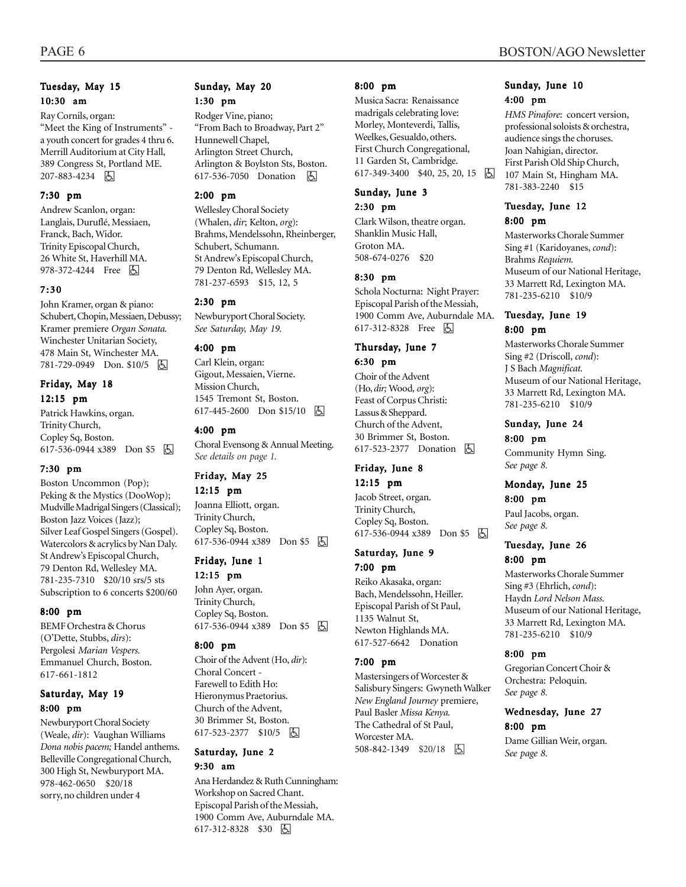**Tuesday, May 15**

**10:30 am**

Ray Cornils, organ:
"Meet the King of Instruments" - a youth concert for grades 4 thru 6.
Merrill Auditorium at City Hall,
389 Congress St, Portland ME.
207-883-4234 ♿

**7:30 pm**

Andrew Scanlon, organ:
Langlais, Duruflé, Messiaen, Franck, Bach, Widor.
Trinity Episcopal Church,
26 White St, Haverhill MA.
978-372-4244 Free ♿

**7:30**

John Kramer, organ & piano:
Schubert, Chopin, Messiaen, Debussy; Kramer premiere *Organ Sonata*.
Winchester Unitarian Society,
478 Main St, Winchester MA.
781-729-0949 Don. $10/5 ♿

**Friday, May 18**

**12:15 pm**

Patrick Hawkins, organ.
Trinity Church,
Copley Sq, Boston.
617-536-0944 x389 Don $5 ♿

**7:30 pm**

Boston Uncommon (Pop);
Peking & the Mystics (DooWop);
Mudville Madrigal Singers (Classical);
Boston Jazz Voices (Jazz);
Silver Leaf Gospel Singers (Gospel).
Watercolors & acrylics by Nan Daly.
St Andrew's Episcopal Church,
79 Denton Rd, Wellesley MA.
781-235-7310 $20/10 srs/5 sts
Subscription to 6 concerts $200/60

**8:00 pm**

BEMF Orchestra & Chorus
(O'Dette, Stubbs, *dirs*):
Pergolesi *Marian Vespers*.
Emmanuel Church, Boston.
617-661-1812

**Saturday, May 19**

**8:00 pm**

Newburyport Choral Society
(Weale, *dir*): Vaughan Williams *Dona nobis pacem;* Handel anthems.
Belleville Congregational Church,
300 High St, Newburyport MA.
978-462-0650 $20/18
sorry, no children under 4

**Sunday, May 20**

**1:30 pm**

Rodger Vine, piano;
"From Bach to Broadway, Part 2"
Hunnewell Chapel,
Arlington Street Church,
Arlington & Boylston Sts, Boston.
617-536-7050 Donation ♿

**2:00 pm**

Wellesley Choral Society
(Whalen, *dir*; Kelton, *org*):
Brahms, Mendelssohn, Rheinberger, Schubert, Schumann.
St Andrew's Episcopal Church,
79 Denton Rd, Wellesley MA.
781-237-6593 $15, 12, 5

**2:30 pm**

Newburyport Choral Society.
*See Saturday, May 19.*

**4:00 pm**

Carl Klein, organ:
Gigout, Messiaen, Vierne.
Mission Church,
1545 Tremont St, Boston.
617-445-2600 Don $15/10 ♿

**4:00 pm**

Choral Evensong & Annual Meeting.
*See details on page 1.*

**Friday, May 25**

**12:15 pm**

Joanna Elliott, organ.
Trinity Church,
Copley Sq, Boston.
617-536-0944 x389 Don $5 ♿

**Friday, June 1**

**12:15 pm**

John Ayer, organ.
Trinity Church,
Copley Sq, Boston.
617-536-0944 x389 Don $5 ♿

**8:00 pm**

Choir of the Advent (Ho, *dir*):
Choral Concert -
Farewell to Edith Ho:
Hieronymus Praetorius.
Church of the Advent,
30 Brimmer St, Boston.
617-523-2377 $10/5 ♿

**Saturday, June 2**

**9:30 am**

Ana Herdandez & Ruth Cunningham:
Workshop on Sacred Chant.
Episcopal Parish of the Messiah,
1900 Comm Ave, Auburndale MA.
617-312-8328 $30 ♿

**8:00 pm**

Musica Sacra: Renaissance madrigals celebrating love:
Morley, Monteverdi, Tallis, Weelkes, Gesualdo, others.
First Church Congregational,
11 Garden St, Cambridge.
617-349-3400 $40, 25, 20, 15 ♿

**Sunday, June 3**

**2:30 pm**

Clark Wilson, theatre organ.
Shanklin Music Hall,
Groton MA.
508-674-0276 $20

**8:30 pm**

Schola Nocturna: Night Prayer:
Episcopal Parish of the Messiah,
1900 Comm Ave, Auburndale MA.
617-312-8328 Free ♿

**Thursday, June 7**

**6:30 pm**

Choir of the Advent
(Ho, *dir;* Wood, *org*):
Feast of Corpus Christi:
Lassus & Sheppard.
Church of the Advent,
30 Brimmer St, Boston.
617-523-2377 Donation ♿

**Friday, June 8**

**12:15 pm**

Jacob Street, organ.
Trinity Church,
Copley Sq, Boston.
617-536-0944 x389 Don $5 ♿

**Saturday, June 9**

**7:00 pm**

Reiko Akasaka, organ:
Bach, Mendelssohn, Heiller.
Episcopal Parish of St Paul,
1135 Walnut St,
Newton Highlands MA.
617-527-6642 Donation

**7:00 pm**

Mastersingers of Worcester & Salisbury Singers: Gwyneth Walker *New England Journey* premiere, Paul Basler *Missa Kenya*.
The Cathedral of St Paul,
Worcester MA.
508-842-1349 $20/18 ♿

**Sunday, June 10**

**4:00 pm**

*HMS Pinafore*: concert version, professional soloists & orchestra, audience sings the choruses.
Joan Nahigian, director.
First Parish Old Ship Church,
107 Main St, Hingham MA.
781-383-2240 $15

**Tuesday, June 12**

**8:00 pm**

Masterworks Chorale Summer Sing #1 (Karidoyanes, *cond*):
Brahms *Requiem*.
Museum of our National Heritage,
33 Marrett Rd, Lexington MA.
781-235-6210 $10/9

**Tuesday, June 19**

**8:00 pm**

Masterworks Chorale Summer Sing #2 (Driscoll, *cond*):
J S Bach *Magnificat*.
Museum of our National Heritage,
33 Marrett Rd, Lexington MA.
781-235-6210 $10/9

**Sunday, June 24**

**8:00 pm**

Community Hymn Sing.
*See page 8.*

**Monday, June 25**

**8:00 pm**

Paul Jacobs, organ.
*See page 8.*

**Tuesday, June 26**

**8:00 pm**

Masterworks Chorale Summer Sing #3 (Ehrlich, *cond*):
Haydn *Lord Nelson Mass*.
Museum of our National Heritage,
33 Marrett Rd, Lexington MA.
781-235-6210 $10/9

**8:00 pm**

Gregorian Concert Choir & Orchestra: Peloquin.
*See page 8.*

**Wednesday, June 27**

**8:00 pm**

Dame Gillian Weir, organ.
*See page 8.*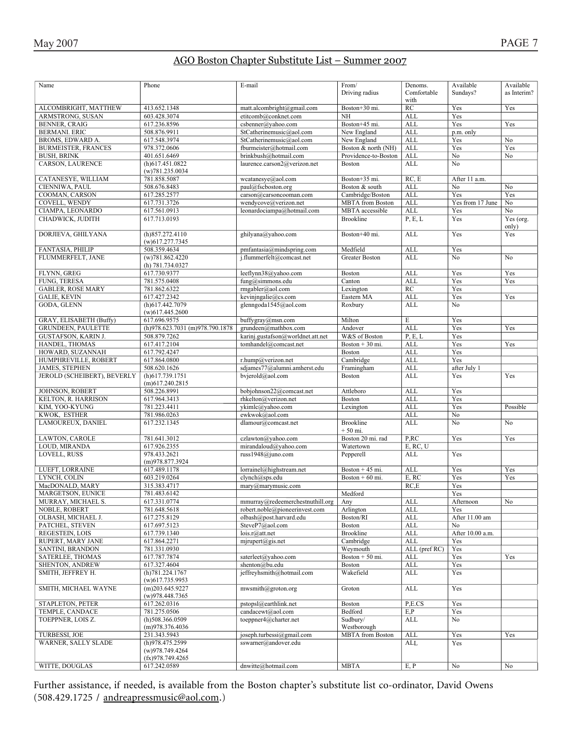## AGO Boston Chapter Substitute List – Summer 2007

| Name | Phone | E-mail | From/ Driving radius | Denoms. Comfortable with | Available Sundays? | Available as Interim? |
|---|---|---|---|---|---|---|
| ALCOMBRIGHT, MATTHEW | 413.652.1348 | matt.alcombright@gmail.com | Boston+30 mi. | RC | Yes | Yes |
| ARMSTRONG, SUSAN | 603.428.3074 | etitcomb@conknet.com | NH | ALL | Yes | |
| BENNER, CRAIG | 617.236.8596 | csbenner@yahoo.com | Boston+45 mi. | ALL | Yes | Yes |
| BERMANI. ERIC | 508.876.9911 | StCatherinemusic@aol.com | New England | ALL | p.m. only | |
| BROMS, EDWARD A. | 617.548.3974 | StCatherinemusic@aol.com | New England | ALL | Yes | No |
| BURMEISTER, FRANCES | 978.372.0606 | fburmeister@hotmail.com | Boston & north (NH) | ALL | Yes | Yes |
| BUSH, BRINK | 401.651.6469 | brinkbush@hotmail.com | Providence-to-Boston | ALL | No | No |
| CARSON, LAURENCE | (h)617.451.0822 (w)781.235.0034 | laurence.carson2@verizon.net | Boston | ALL | No | |
| CATANESYE, WILLIAM | 781.858.5087 | wcatanesye@aol.com | Boston+35 mi. | RC, E | After 11 a.m. | |
| CIENNIWA, PAUL | 508.676.8483 | paul@fscboston.org | Boston & south | ALL | No | No |
| COOMAN, CARSON | 617.285.2577 | carson@carsoncooman.com | Cambridge/Boston | ALL | Yes | Yes |
| COVELL, WENDY | 617.731.3726 | wendycove@verizon.net | MBTA from Boston | ALL | Yes from 17 June | No |
| CIAMPA, LEONARDO | 617.561.0913 | leonardociampa@hotmail.com | MBTA accessible | ALL | Yes | No |
| CHADWICK, JUDITH | 617.713.0193 | | Brookline | P, E, L | Yes | Yes (org. only) |
| DORJIEVA, GHILYANA | (h)857.272.4110 (w)617.277.7345 | ghilyana@yahoo.com | Boston+40 mi. | ALL | Yes | Yes |
| FANTASIA, PHILIP | 508.359.4634 | pmfantasia@mindspring.com | Medfield | ALL | Yes | |
| FLUMMERFELT, JANE | (w)781.862.4220 (h) 781.734.0327 | j.flummerfelt@comcast.net | Greater Boston | ALL | No | No |
| FLYNN, GREG | 617.730.9377 | leeflynn38@yahoo.com | Boston | ALL | Yes | Yes |
| FUNG, TERESA | 781.575.0408 | fung@simmons.edu | Canton | ALL | Yes | Yes |
| GABLER, ROSE MARY | 781.862.6322 | rmgabler@aol.com | Lexington | RC | Yes | |
| GALIE, KEVIN | 617.427.2342 | kevinjngalie@cs.com | Eastern MA | ALL | Yes | Yes |
| GODA, GLENN | (h)617.442.7079 (w)617.445.2600 | glenngoda1545@aol.com | Roxbury | ALL | No | |
| GRAY, ELISABETH (Buffy) | 617.696.9575 | buffygray@msn.com | Milton | E | Yes | |
| GRUNDEEN, PAULETTE | (h)978.623.7031 (m)978.790.1878 | grundeen@mathbox.com | Andover | ALL | Yes | Yes |
| GUSTAFSON, KARIN J. | 508.879.7262 | karinj.gustafson@worldnet.att.net | W&S of Boston | P, E, L | Yes | |
| HANDEL, THOMAS | 617.417.2104 | tomhandel@comcast.net | Boston + 30 mi. | ALL | Yes | Yes |
| HOWARD, SUZANNAH | 617.792.4247 | | Boston | ALL | Yes | |
| HUMPHREVILLE, ROBERT | 617.864.0800 | r.hump@verizon.net | Cambridge | ALL | Yes | |
| JAMES, STEPHEN | 508.620.1626 | sdjames77@alumni.amherst.edu | Framingham | ALL | after July 1 | |
| JEROLD (SCHEIBERT), BEVERLY | (h)617.739.1751 (m)617.240.2815 | bvjerold@aol.com | Boston | ALL | Yes | Yes |
| JOHNSON, ROBERT | 508.226.8991 | bobjohnson22@comcast.net | Attleboro | ALL | Yes | |
| KELTON, R. HARRISON | 617.964.3413 | rhkelton@verizon.net | Boston | ALL | Yes | |
| KIM, YOO-KYUNG | 781.223.4411 | ykimlc@yahoo.com | Lexington | ALL | Yes | Possible |
| KWOK, ESTHER | 781.986.0263 | ewkwok@aol.com | | ALL | No | |
| LAMOUREUX, DANIEL | 617.232.1345 | dlamour@comcast.net | Brookline + 50 mi. | ALL | No | No |
| LAWTON, CAROLE | 781.641.3012 | czlawton@yahoo.com | Boston 20 mi. rad | P,RC | Yes | Yes |
| LOUD, MIRANDA | 617.926.2355 | mirandaloud@yahoo.com | Watertown | E, RC, U | | |
| LOVELL, RUSS | 978.433.2621 (m)978.877.3924 | russ1948@juno.com | Pepperell | ALL | Yes | |
| LUEFT, LORRAINE | 617.489.1178 | lorrainel@highstream.net | Boston + 45 mi. | ALL | Yes | Yes |
| LYNCH, COLIN | 603.219.0264 | clynch@sps.edu | Boston + 60 mi. | E, RC | Yes | Yes |
| MacDONALD, MARY | 315.383.4717 | mary@marymusic.com | | RC,E | Yes | |
| MARGETSON, EUNICE | 781.483.6142 | | Medford | | Yes | |
| MURRAY, MICHAEL S. | 617.331.0774 | mmurray@redeemerchestnuthill.org | Any | ALL | Afternoon | No |
| NOBLE, ROBERT | 781.648.5618 | robert.noble@pioneerinvest.com | Arlington | ALL | Yes | |
| OLBASH, MICHAEL J. | 617.275.8129 | olbash@post.harvard.edu | Boston/RI | ALL | After 11.00 am | |
| PATCHEL, STEVEN | 617.697.5123 | SteveP7@aol.com | Boston | ALL | No | |
| REGESTEIN, LOIS | 617.739.1340 | lois.r@att.net | Brookline | ALL | After 10.00 a.m. | |
| RUPERT, MARY JANE | 617.864.2271 | mjrupert@gis.net | Cambridge | ALL | Yes | |
| SANTINI, BRANDON | 781.331.0930 | | Weymouth | ALL (pref RC) | Yes | |
| SATERLEE, THOMAS | 617.787.7874 | saterleet@yahoo.com | Boston + 50 mi. | ALL | Yes | Yes |
| SHENTON, ANDREW | 617.327.4604 | shenton@bu.edu | Boston | ALL | Yes | |
| SMITH, JEFFREY H. | (h)781.224.1767 (w)617.735.9953 | jeffreyhsmith@hotmail.com | Wakefield | ALL | Yes | |
| SMITH, MICHAEL WAYNE | (m)203.645.9227 (w)978.448.7365 | mwsmith@groton.org | Groton | ALL | Yes | |
| STAPLETON, PETER | 617.262.0316 | pstopsl@earthlink.net | Boston | P,E.CS | Yes | |
| TEMPLE, CANDACE | 781.275.0506 | candacewt@aol.com | Bedford | E,P | Yes | |
| TOEPPNER, LOIS Z. | (h)508.366.0509 (m)978.376.4036 | toeppner4@charter.net | Sudbury/ Westborough | ALL | No | |
| TURBESSI, JOE | 231.343.5943 | joseph.turbessi@gmail.com | MBTA from Boston | ALL | Yes | Yes |
| WARNER, SALLY SLADE | (h)978.475.2599 (w)978.749.4264 (fx)978.749.4265 | sswarner@andover.edu | | ALL | Yes | |
| WITTE, DOUGLAS | 617.242.0589 | dnwitte@hotmail.com | MBTA | E, P | No | No |

Further assistance, if needed, is available from the Boston chapter's substitute list co-ordinator, David Owens (508.429.1725 / andreapressmusic@aol.com.)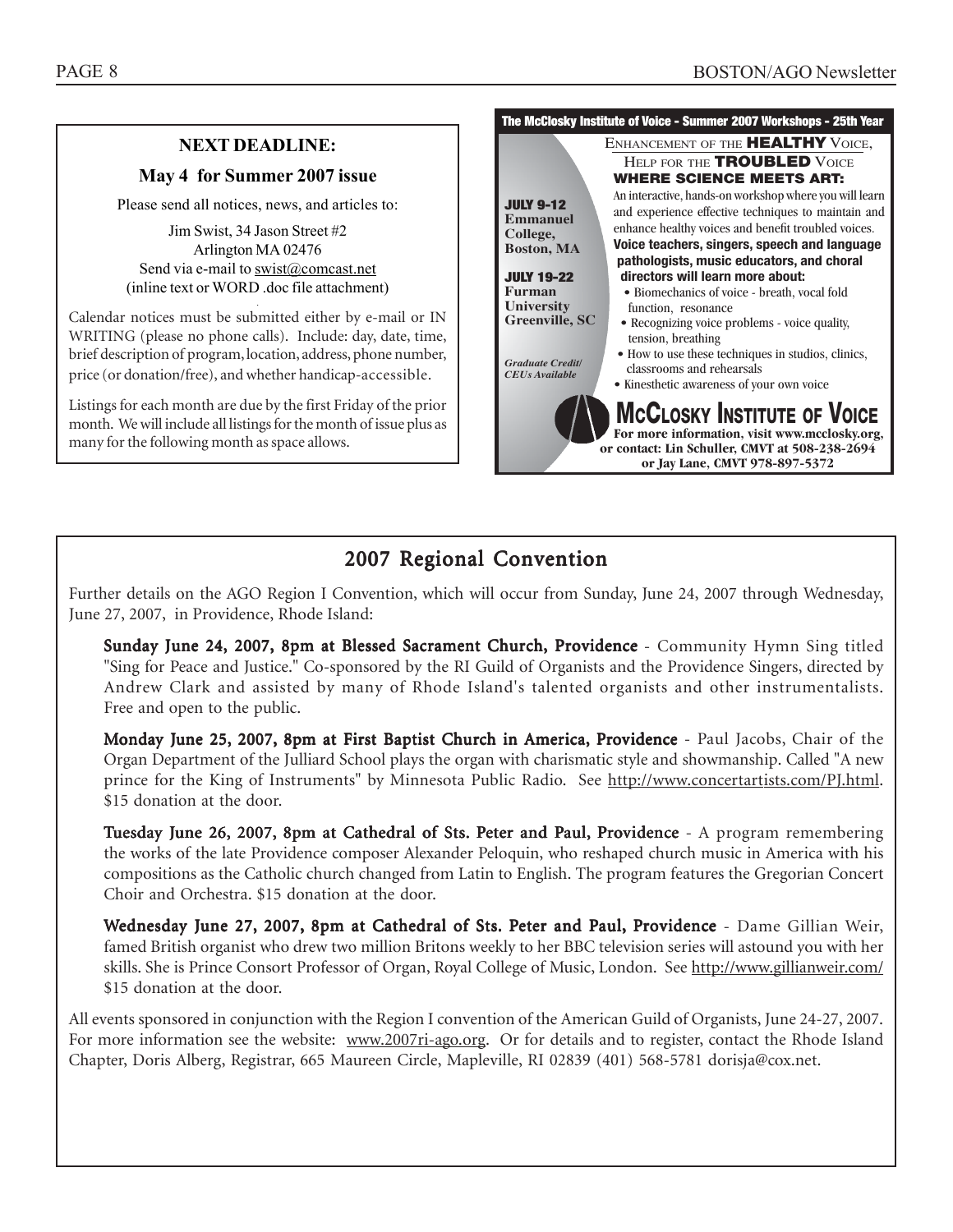**NEXT DEADLINE:**

**May 4 for Summer 2007 issue**

Please send all notices, news, and articles to:

Jim Swist, 34 Jason Street #2
Arlington MA 02476
Send via e-mail to swist@comcast.net
(inline text or WORD .doc file attachment)

Calendar notices must be submitted either by e-mail or IN WRITING (please no phone calls). Include: day, date, time, brief description of program, location, address, phone number, price (or donation/free), and whether handicap-accessible.

Listings for each month are due by the first Friday of the prior month. We will include all listings for the month of issue plus as many for the following month as space allows.

**The McClosky Institute of Voice - Summer 2007 Workshops - 25th Year**

ENHANCEMENT OF THE **HEALTHY** VOICE,
HELP FOR THE **TROUBLED** VOICE
**WHERE SCIENCE MEETS ART:**

An interactive, hands-on workshop where you will learn and experience effective techniques to maintain and enhance healthy voices and benefit troubled voices.

**Voice teachers, singers, speech and language pathologists, music educators, and choral directors will learn more about:**

- Biomechanics of voice - breath, vocal fold function, resonance
- Recognizing voice problems - voice quality, tension, breathing
- How to use these techniques in studios, clinics, classrooms and rehearsals
- Kinesthetic awareness of your own voice

**JULY 9-12**
**Emmanuel College, Boston, MA**

**JULY 19-22**
**Furman University Greenville, SC**

*Graduate Credit/ CEUs Available*

**McCLOSKY INSTITUTE OF VOICE**
**For more information, visit www.mcclosky.org, or contact: Lin Schuller, CMVT at 508-238-2694 or Jay Lane, CMVT 978-897-5372**

## 2007 Regional Convention

Further details on the AGO Region I Convention, which will occur from Sunday, June 24, 2007 through Wednesday, June 27, 2007, in Providence, Rhode Island:

**Sunday June 24, 2007, 8pm at Blessed Sacrament Church, Providence** - Community Hymn Sing titled "Sing for Peace and Justice." Co-sponsored by the RI Guild of Organists and the Providence Singers, directed by Andrew Clark and assisted by many of Rhode Island's talented organists and other instrumentalists. Free and open to the public.

**Monday June 25, 2007, 8pm at First Baptist Church in America, Providence** - Paul Jacobs, Chair of the Organ Department of the Julliard School plays the organ with charismatic style and showmanship. Called "A new prince for the King of Instruments" by Minnesota Public Radio. See http://www.concertartists.com/PJ.html. $15 donation at the door.

**Tuesday June 26, 2007, 8pm at Cathedral of Sts. Peter and Paul, Providence** - A program remembering the works of the late Providence composer Alexander Peloquin, who reshaped church music in America with his compositions as the Catholic church changed from Latin to English. The program features the Gregorian Concert Choir and Orchestra. $15 donation at the door.

**Wednesday June 27, 2007, 8pm at Cathedral of Sts. Peter and Paul, Providence** - Dame Gillian Weir, famed British organist who drew two million Britons weekly to her BBC television series will astound you with her skills. She is Prince Consort Professor of Organ, Royal College of Music, London. See http://www.gillianweir.com/ $15 donation at the door.

All events sponsored in conjunction with the Region I convention of the American Guild of Organists, June 24-27, 2007. For more information see the website: www.2007ri-ago.org. Or for details and to register, contact the Rhode Island Chapter, Doris Alberg, Registrar, 665 Maureen Circle, Mapleville, RI 02839 (401) 568-5781 dorisja@cox.net.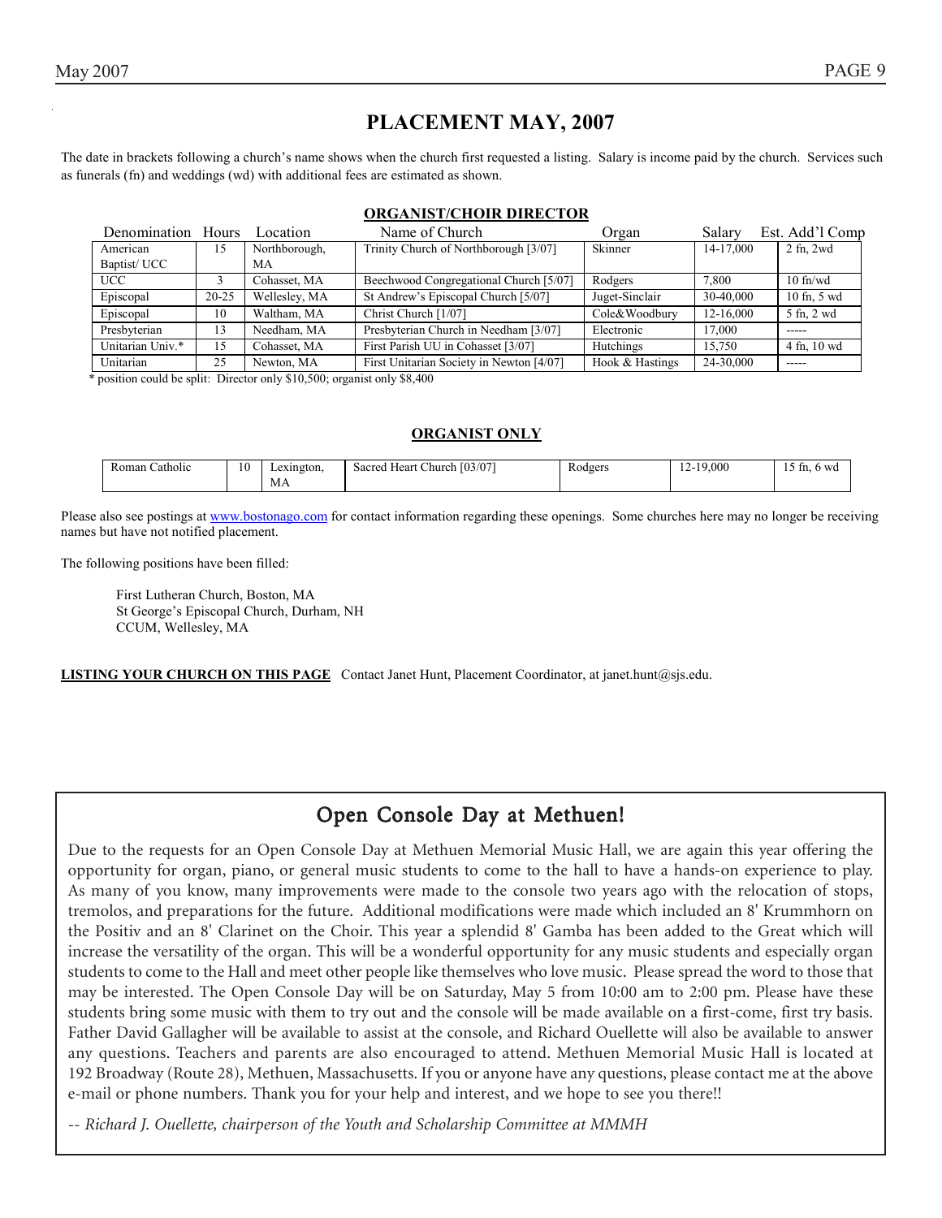# PLACEMENT MAY, 2007

The date in brackets following a church's name shows when the church first requested a listing. Salary is income paid by the church. Services such as funerals (fn) and weddings (wd) with additional fees are estimated as shown.

## ORGANIST/CHOIR DIRECTOR

| Denomination | Hours | Location | Name of Church | Organ | Salary | Est. Add'l Comp |
|---|---|---|---|---|---|---|
| American Baptist/ UCC | 15 | Northborough, MA | Trinity Church of Northborough [3/07] | Skinner | 14-17,000 | 2 fn, 2wd |
| UCC | 3 | Cohasset, MA | Beechwood Congregational Church [5/07] | Rodgers | 7,800 | 10 fn/wd |
| Episcopal | 20-25 | Wellesley, MA | St Andrew's Episcopal Church [5/07] | Juget-Sinclair | 30-40,000 | 10 fn, 5 wd |
| Episcopal | 10 | Waltham, MA | Christ Church [1/07] | Cole&Woodbury | 12-16,000 | 5 fn, 2 wd |
| Presbyterian | 13 | Needham, MA | Presbyterian Church in Needham [3/07] | Electronic | 17,000 | ----- |
| Unitarian Univ.* | 15 | Cohasset, MA | First Parish UU in Cohasset [3/07] | Hutchings | 15,750 | 4 fn, 10 wd |
| Unitarian | 25 | Newton, MA | First Unitarian Society in Newton [4/07] | Hook & Hastings | 24-30,000 | ----- |

\* position could be split: Director only $10,500; organist only $8,400

## ORGANIST ONLY

| Denomination | Hours | Location | Name of Church | Organ | Salary | Est. Add'l Comp |
|---|---|---|---|---|---|---|
| Roman Catholic | 10 | Lexington, MA | Sacred Heart Church [03/07] | Rodgers | 12-19,000 | 15 fn, 6 wd |

Please also see postings at www.bostonago.com for contact information regarding these openings. Some churches here may no longer be receiving names but have not notified placement.

The following positions have been filled:

First Lutheran Church, Boston, MA
St George's Episcopal Church, Durham, NH
CCUM, Wellesley, MA

**LISTING YOUR CHURCH ON THIS PAGE** Contact Janet Hunt, Placement Coordinator, at janet.hunt@sjs.edu.

## Open Console Day at Methuen!

Due to the requests for an Open Console Day at Methuen Memorial Music Hall, we are again this year offering the opportunity for organ, piano, or general music students to come to the hall to have a hands-on experience to play. As many of you know, many improvements were made to the console two years ago with the relocation of stops, tremolos, and preparations for the future. Additional modifications were made which included an 8' Krummhorn on the Positiv and an 8' Clarinet on the Choir. This year a splendid 8' Gamba has been added to the Great which will increase the versatility of the organ. This will be a wonderful opportunity for any music students and especially organ students to come to the Hall and meet other people like themselves who love music. Please spread the word to those that may be interested. The Open Console Day will be on Saturday, May 5 from 10:00 am to 2:00 pm. Please have these students bring some music with them to try out and the console will be made available on a first-come, first try basis. Father David Gallagher will be available to assist at the console, and Richard Ouellette will also be available to answer any questions. Teachers and parents are also encouraged to attend. Methuen Memorial Music Hall is located at 192 Broadway (Route 28), Methuen, Massachusetts. If you or anyone have any questions, please contact me at the above e-mail or phone numbers. Thank you for your help and interest, and we hope to see you there!!

*-- Richard J. Ouellette, chairperson of the Youth and Scholarship Committee at MMMH*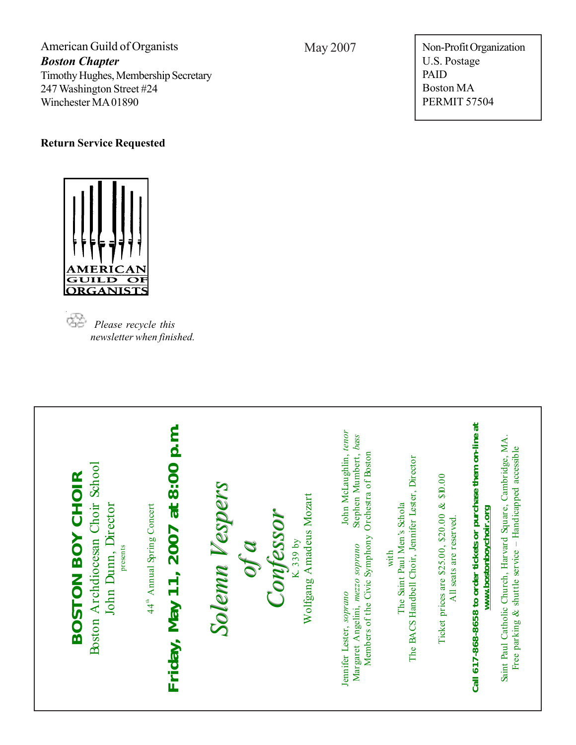American Guild of Organists
***Boston Chapter***
Timothy Hughes, Membership Secretary
247 Washington Street #24
Winchester MA 01890

May 2007

Non-Profit Organization
U.S. Postage
PAID
Boston MA
PERMIT 57504

**Return Service Requested**

AMERICAN GUILD OF ORGANISTS

*Please recycle this newsletter when finished.*

**BOSTON BOY CHOIR**
Boston Archdiocesan Choir School
John Dunn, Director
presents

44th Annual Spring Concert

**Friday, May 11, 2007 at 8:00 p.m.**

***Solemn Vespers of a Confessor***
K. 339 by
Wolfgang Amadeus Mozart

Jennifer Lester, *soprano* John McLaughlin, *tenor*
Margaret Angelini, *mezzo soprano* Stephen Mumbert, *bass*
Members of the Civic Symphony Orchestra of Boston

with

The Saint Paul Men's Schola
The BACS Handbell Choir, Jennifer Lester, Director

Ticket prices are $25.00, $20.00 & $10.00
All seats are reserved.

**Call 617-868-8658 to order tickets or purchase them on-line at**
**www.bostonboychoir.org**

Saint Paul Catholic Church, Harvard Square, Cambridge, MA.
Free parking & shuttle service – Handicapped accessible